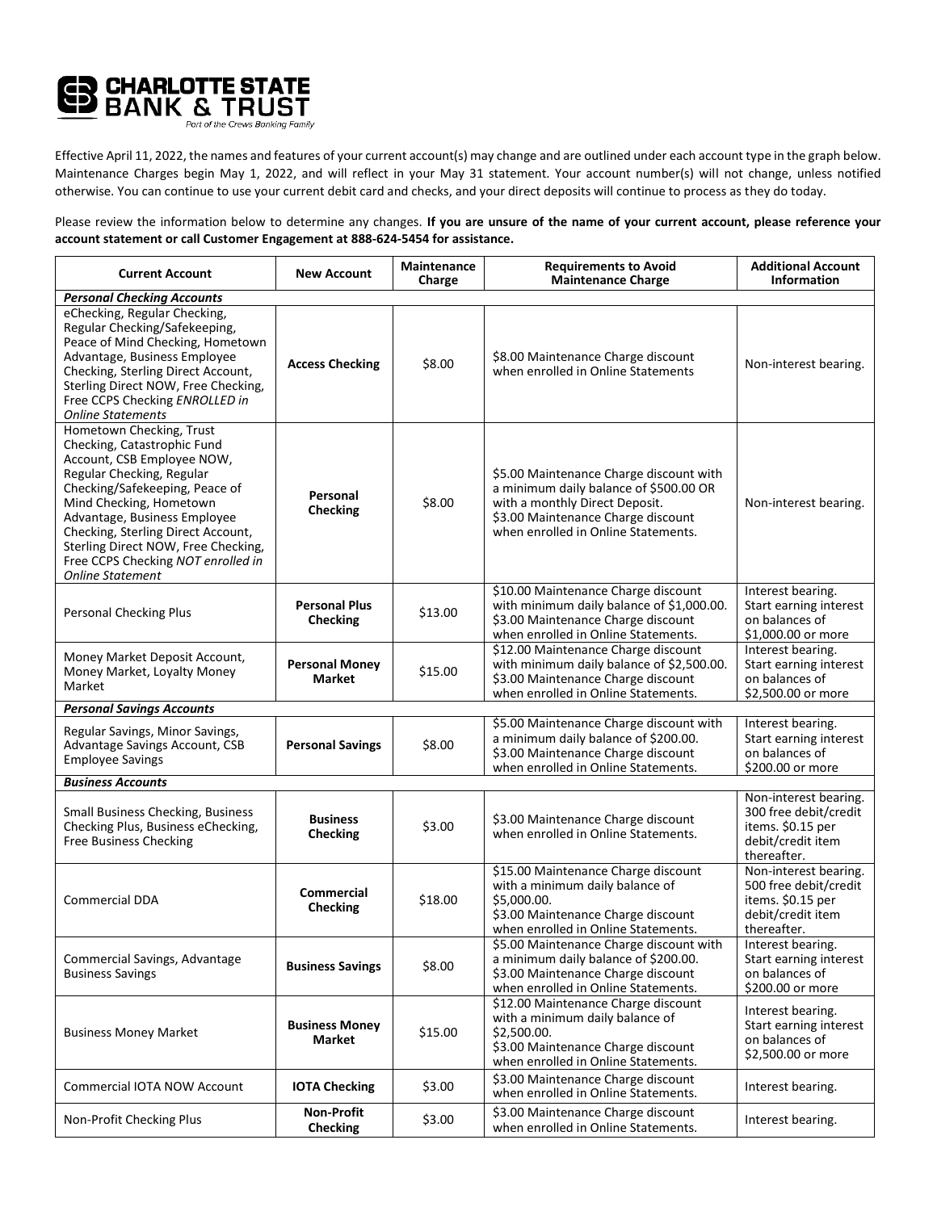**CHARLOTTE STATE BANK & TRUST**
*Part of the Crews Banking Family*

Effective April 11, 2022, the names and features of your current account(s) may change and are outlined under each account type in the graph below. Maintenance Charges begin May 1, 2022, and will reflect in your May 31 statement. Your account number(s) will not change, unless notified otherwise. You can continue to use your current debit card and checks, and your direct deposits will continue to process as they do today.

Please review the information below to determine any changes. **If you are unsure of the name of your current account, please reference your account statement or call Customer Engagement at 888-624-5454 for assistance.**

| Current Account | New Account | Maintenance Charge | Requirements to Avoid Maintenance Charge | Additional Account Information |
|---|---|---|---|---|
| ***Personal Checking Accounts*** | | | | |
| eChecking, Regular Checking, Regular Checking/Safekeeping, Peace of Mind Checking, Hometown Advantage, Business Employee Checking, Sterling Direct Account, Sterling Direct NOW, Free Checking, Free CCPS Checking *ENROLLED in Online Statements* | **Access Checking** | \$8.00 | \$8.00 Maintenance Charge discount when enrolled in Online Statements | Non-interest bearing. |
| Hometown Checking, Trust Checking, Catastrophic Fund Account, CSB Employee NOW, Regular Checking, Regular Checking/Safekeeping, Peace of Mind Checking, Hometown Advantage, Business Employee Checking, Sterling Direct Account, Sterling Direct NOW, Free Checking, Free CCPS Checking *NOT enrolled in Online Statement* | **Personal Checking** | \$8.00 | \$5.00 Maintenance Charge discount with a minimum daily balance of \$500.00 OR with a monthly Direct Deposit. \$3.00 Maintenance Charge discount when enrolled in Online Statements. | Non-interest bearing. |
| Personal Checking Plus | **Personal Plus Checking** | \$13.00 | \$10.00 Maintenance Charge discount with minimum daily balance of \$1,000.00. \$3.00 Maintenance Charge discount when enrolled in Online Statements. | Interest bearing. Start earning interest on balances of \$1,000.00 or more |
| Money Market Deposit Account, Money Market, Loyalty Money Market | **Personal Money Market** | \$15.00 | \$12.00 Maintenance Charge discount with minimum daily balance of \$2,500.00. \$3.00 Maintenance Charge discount when enrolled in Online Statements. | Interest bearing. Start earning interest on balances of \$2,500.00 or more |
| ***Personal Savings Accounts*** | | | | |
| Regular Savings, Minor Savings, Advantage Savings Account, CSB Employee Savings | **Personal Savings** | \$8.00 | \$5.00 Maintenance Charge discount with a minimum daily balance of \$200.00. \$3.00 Maintenance Charge discount when enrolled in Online Statements. | Interest bearing. Start earning interest on balances of \$200.00 or more |
| ***Business Accounts*** | | | | |
| Small Business Checking, Business Checking Plus, Business eChecking, Free Business Checking | **Business Checking** | \$3.00 | \$3.00 Maintenance Charge discount when enrolled in Online Statements. | Non-interest bearing. 300 free debit/credit items. \$0.15 per debit/credit item thereafter. |
| Commercial DDA | **Commercial Checking** | \$18.00 | \$15.00 Maintenance Charge discount with a minimum daily balance of \$5,000.00. \$3.00 Maintenance Charge discount when enrolled in Online Statements. | Non-interest bearing. 500 free debit/credit items. \$0.15 per debit/credit item thereafter. |
| Commercial Savings, Advantage Business Savings | **Business Savings** | \$8.00 | \$5.00 Maintenance Charge discount with a minimum daily balance of \$200.00. \$3.00 Maintenance Charge discount when enrolled in Online Statements. | Interest bearing. Start earning interest on balances of \$200.00 or more |
| Business Money Market | **Business Money Market** | \$15.00 | \$12.00 Maintenance Charge discount with a minimum daily balance of \$2,500.00. \$3.00 Maintenance Charge discount when enrolled in Online Statements. | Interest bearing. Start earning interest on balances of \$2,500.00 or more |
| Commercial IOTA NOW Account | **IOTA Checking** | \$3.00 | \$3.00 Maintenance Charge discount when enrolled in Online Statements. | Interest bearing. |
| Non-Profit Checking Plus | **Non-Profit Checking** | \$3.00 | \$3.00 Maintenance Charge discount when enrolled in Online Statements. | Interest bearing. |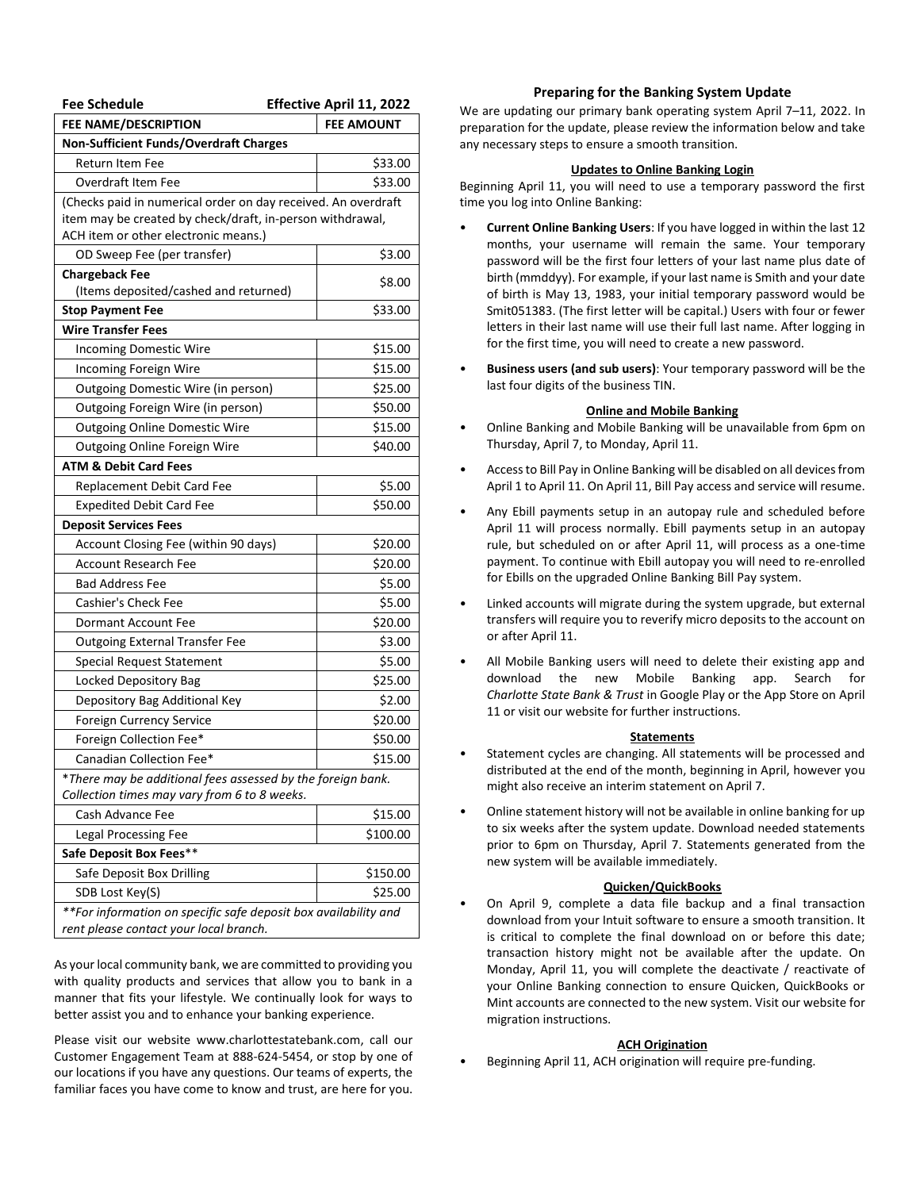## Fee Schedule

**Effective April 11, 2022**

| FEE NAME/DESCRIPTION | FEE AMOUNT |
|---|---|
| **Non-Sufficient Funds/Overdraft Charges** | |
| Return Item Fee | $33.00 |
| Overdraft Item Fee | $33.00 |
| (Checks paid in numerical order on day received. An overdraft item may be created by check/draft, in-person withdrawal, ACH item or other electronic means.) | |
| OD Sweep Fee (per transfer) | $3.00 |
| **Chargeback Fee** (Items deposited/cashed and returned) | $8.00 |
| **Stop Payment Fee** | $33.00 |
| **Wire Transfer Fees** | |
| Incoming Domestic Wire | $15.00 |
| Incoming Foreign Wire | $15.00 |
| Outgoing Domestic Wire (in person) | $25.00 |
| Outgoing Foreign Wire (in person) | $50.00 |
| Outgoing Online Domestic Wire | $15.00 |
| Outgoing Online Foreign Wire | $40.00 |
| **ATM & Debit Card Fees** | |
| Replacement Debit Card Fee | $5.00 |
| Expedited Debit Card Fee | $50.00 |
| **Deposit Services Fees** | |
| Account Closing Fee (within 90 days) | $20.00 |
| Account Research Fee | $20.00 |
| Bad Address Fee | $5.00 |
| Cashier's Check Fee | $5.00 |
| Dormant Account Fee | $20.00 |
| Outgoing External Transfer Fee | $3.00 |
| Special Request Statement | $5.00 |
| Locked Depository Bag | $25.00 |
| Depository Bag Additional Key | $2.00 |
| Foreign Currency Service | $20.00 |
| Foreign Collection Fee* | $50.00 |
| Canadian Collection Fee* | $15.00 |
| **There may be additional fees assessed by the foreign bank. Collection times may vary from 6 to 8 weeks.** | |
| Cash Advance Fee | $15.00 |
| Legal Processing Fee | $100.00 |
| **Safe Deposit Box Fees**** | |
| Safe Deposit Box Drilling | $150.00 |
| SDB Lost Key(S) | $25.00 |
| ***For information on specific safe deposit box availability and rent please contact your local branch.* | |

As your local community bank, we are committed to providing you with quality products and services that allow you to bank in a manner that fits your lifestyle. We continually look for ways to better assist you and to enhance your banking experience.

Please visit our website www.charlottestatebank.com, call our Customer Engagement Team at 888-624-5454, or stop by one of our locations if you have any questions. Our teams of experts, the familiar faces you have come to know and trust, are here for you.

## Preparing for the Banking System Update

We are updating our primary bank operating system April 7–11, 2022. In preparation for the update, please review the information below and take any necessary steps to ensure a smooth transition.

### Updates to Online Banking Login

Beginning April 11, you will need to use a temporary password the first time you log into Online Banking:

- **Current Online Banking Users**: If you have logged in within the last 12 months, your username will remain the same. Your temporary password will be the first four letters of your last name plus date of birth (mmddyy). For example, if your last name is Smith and your date of birth is May 13, 1983, your initial temporary password would be Smit051383. (The first letter will be capital.) Users with four or fewer letters in their last name will use their full last name. After logging in for the first time, you will need to create a new password.
- **Business users (and sub users)**: Your temporary password will be the last four digits of the business TIN.

### Online and Mobile Banking

- Online Banking and Mobile Banking will be unavailable from 6pm on Thursday, April 7, to Monday, April 11.
- Access to Bill Pay in Online Banking will be disabled on all devices from April 1 to April 11. On April 11, Bill Pay access and service will resume.
- Any Ebill payments setup in an autopay rule and scheduled before April 11 will process normally. Ebill payments setup in an autopay rule, but scheduled on or after April 11, will process as a one-time payment. To continue with Ebill autopay you will need to re-enrolled for Ebills on the upgraded Online Banking Bill Pay system.
- Linked accounts will migrate during the system upgrade, but external transfers will require you to reverify micro deposits to the account on or after April 11.
- All Mobile Banking users will need to delete their existing app and download the new Mobile Banking app. Search for *Charlotte State Bank & Trust* in Google Play or the App Store on April 11 or visit our website for further instructions.

### Statements

- Statement cycles are changing. All statements will be processed and distributed at the end of the month, beginning in April, however you might also receive an interim statement on April 7.
- Online statement history will not be available in online banking for up to six weeks after the system update. Download needed statements prior to 6pm on Thursday, April 7. Statements generated from the new system will be available immediately.

### Quicken/QuickBooks

- On April 9, complete a data file backup and a final transaction download from your Intuit software to ensure a smooth transition. It is critical to complete the final download on or before this date; transaction history might not be available after the update. On Monday, April 11, you will complete the deactivate / reactivate of your Online Banking connection to ensure Quicken, QuickBooks or Mint accounts are connected to the new system. Visit our website for migration instructions.

### ACH Origination

- Beginning April 11, ACH origination will require pre-funding.